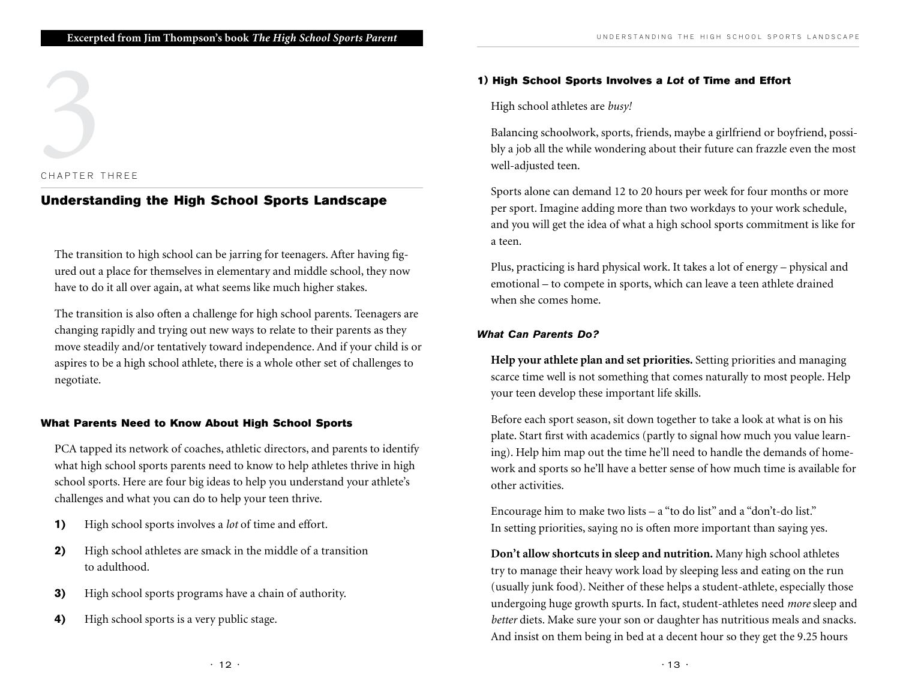Excerpted from Jim Thompson's book *The High School Sports Parent*

3

CHAPTER THREE

# Understanding the High School Sports Landscape

The transition to high school can be jarring for teenagers. After having figured out a place for themselves in elementary and middle school, they now have to do it all over again, at what seems like much higher stakes.

The transition is also often a challenge for high school parents. Teenagers are changing rapidly and trying out new ways to relate to their parents as they move steadily and/or tentatively toward independence. And if your child is or aspires to be a high school athlete, there is a whole other set of challenges to negotiate.

## What Parents Need to Know About High School Sports

PCA tapped its network of coaches, athletic directors, and parents to identify what high school sports parents need to know to help athletes thrive in high school sports. Here are four big ideas to help you understand your athlete's challenges and what you can do to help your teen thrive.

1) High school sports involves a *lot* of time and effort.
2) High school athletes are smack in the middle of a transition to adulthood.
3) High school sports programs have a chain of authority.
4) High school sports is a very public stage.

### 1) High School Sports Involves a *Lot* of Time and Effort

High school athletes are *busy!*

Balancing schoolwork, sports, friends, maybe a girlfriend or boyfriend, possibly a job all the while wondering about their future can frazzle even the most well-adjusted teen.

Sports alone can demand 12 to 20 hours per week for four months or more per sport. Imagine adding more than two workdays to your work schedule, and you will get the idea of what a high school sports commitment is like for a teen.

Plus, practicing is hard physical work. It takes a lot of energy – physical and emotional – to compete in sports, which can leave a teen athlete drained when she comes home.

#### *What Can Parents Do?*

**Help your athlete plan and set priorities.** Setting priorities and managing scarce time well is not something that comes naturally to most people. Help your teen develop these important life skills.

Before each sport season, sit down together to take a look at what is on his plate. Start first with academics (partly to signal how much you value learning). Help him map out the time he'll need to handle the demands of homework and sports so he'll have a better sense of how much time is available for other activities.

Encourage him to make two lists – a "to do list" and a "don't-do list." In setting priorities, saying no is often more important than saying yes.

**Don't allow shortcuts in sleep and nutrition.** Many high school athletes try to manage their heavy work load by sleeping less and eating on the run (usually junk food). Neither of these helps a student-athlete, especially those undergoing huge growth spurts. In fact, student-athletes need *more* sleep and *better* diets. Make sure your son or daughter has nutritious meals and snacks. And insist on them being in bed at a decent hour so they get the 9.25 hours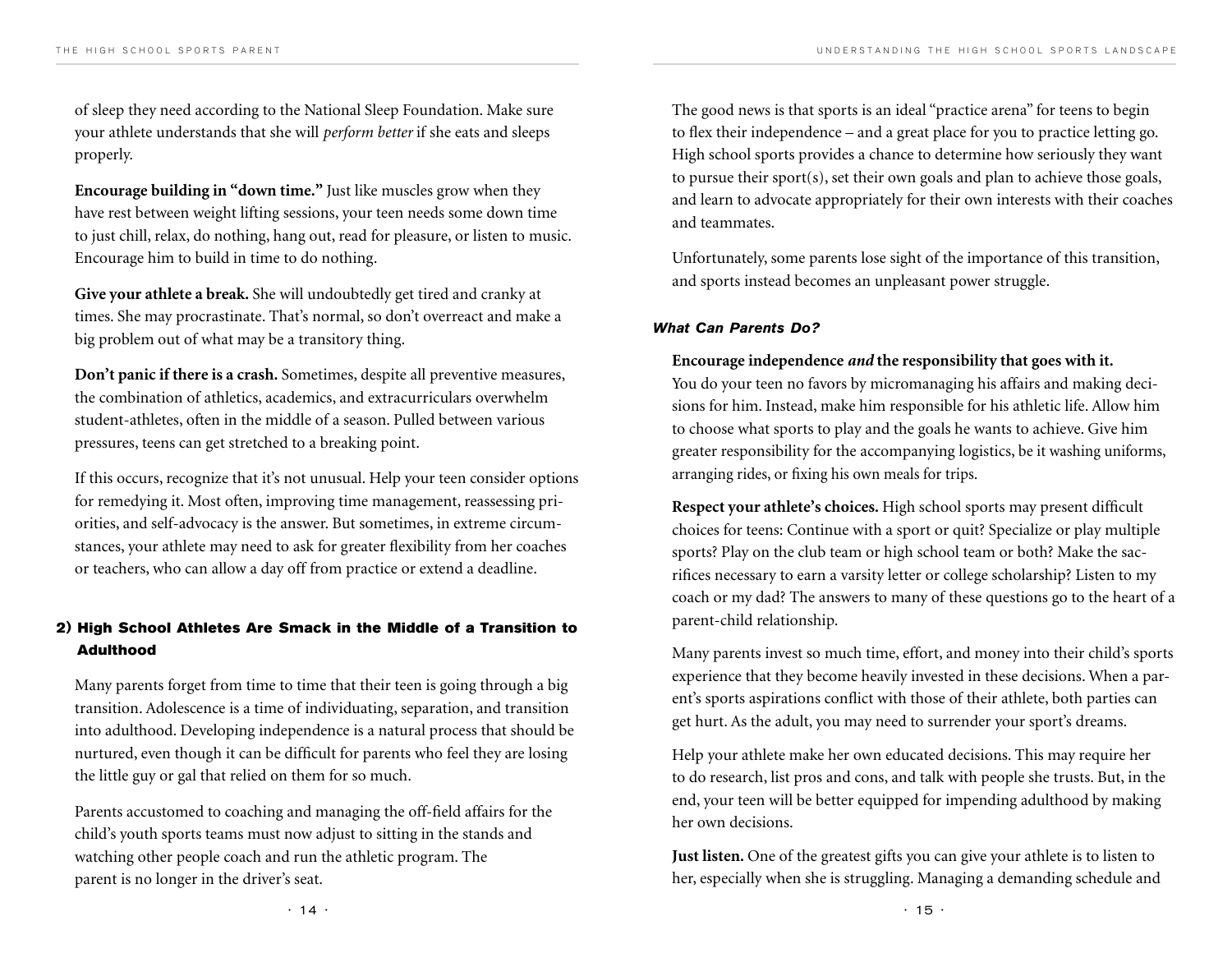of sleep they need according to the National Sleep Foundation. Make sure your athlete understands that she will *perform better* if she eats and sleeps properly.

**Encourage building in "down time."** Just like muscles grow when they have rest between weight lifting sessions, your teen needs some down time to just chill, relax, do nothing, hang out, read for pleasure, or listen to music. Encourage him to build in time to do nothing.

**Give your athlete a break.** She will undoubtedly get tired and cranky at times. She may procrastinate. That's normal, so don't overreact and make a big problem out of what may be a transitory thing.

**Don't panic if there is a crash.** Sometimes, despite all preventive measures, the combination of athletics, academics, and extracurriculars overwhelm student-athletes, often in the middle of a season. Pulled between various pressures, teens can get stretched to a breaking point.

If this occurs, recognize that it's not unusual. Help your teen consider options for remedying it. Most often, improving time management, reassessing priorities, and self-advocacy is the answer. But sometimes, in extreme circumstances, your athlete may need to ask for greater flexibility from her coaches or teachers, who can allow a day off from practice or extend a deadline.

## 2) High School Athletes Are Smack in the Middle of a Transition to Adulthood

Many parents forget from time to time that their teen is going through a big transition. Adolescence is a time of individuating, separation, and transition into adulthood. Developing independence is a natural process that should be nurtured, even though it can be difficult for parents who feel they are losing the little guy or gal that relied on them for so much.

Parents accustomed to coaching and managing the off-field affairs for the child's youth sports teams must now adjust to sitting in the stands and watching other people coach and run the athletic program. The parent is no longer in the driver's seat.

The good news is that sports is an ideal "practice arena" for teens to begin to flex their independence – and a great place for you to practice letting go. High school sports provides a chance to determine how seriously they want to pursue their sport(s), set their own goals and plan to achieve those goals, and learn to advocate appropriately for their own interests with their coaches and teammates.

Unfortunately, some parents lose sight of the importance of this transition, and sports instead becomes an unpleasant power struggle.

### *What Can Parents Do?*

**Encourage independence *and* the responsibility that goes with it.** You do your teen no favors by micromanaging his affairs and making decisions for him. Instead, make him responsible for his athletic life. Allow him to choose what sports to play and the goals he wants to achieve. Give him greater responsibility for the accompanying logistics, be it washing uniforms, arranging rides, or fixing his own meals for trips.

**Respect your athlete's choices.** High school sports may present difficult choices for teens: Continue with a sport or quit? Specialize or play multiple sports? Play on the club team or high school team or both? Make the sacrifices necessary to earn a varsity letter or college scholarship? Listen to my coach or my dad? The answers to many of these questions go to the heart of a parent-child relationship.

Many parents invest so much time, effort, and money into their child's sports experience that they become heavily invested in these decisions. When a parent's sports aspirations conflict with those of their athlete, both parties can get hurt. As the adult, you may need to surrender your sport's dreams.

Help your athlete make her own educated decisions. This may require her to do research, list pros and cons, and talk with people she trusts. But, in the end, your teen will be better equipped for impending adulthood by making her own decisions.

**Just listen.** One of the greatest gifts you can give your athlete is to listen to her, especially when she is struggling. Managing a demanding schedule and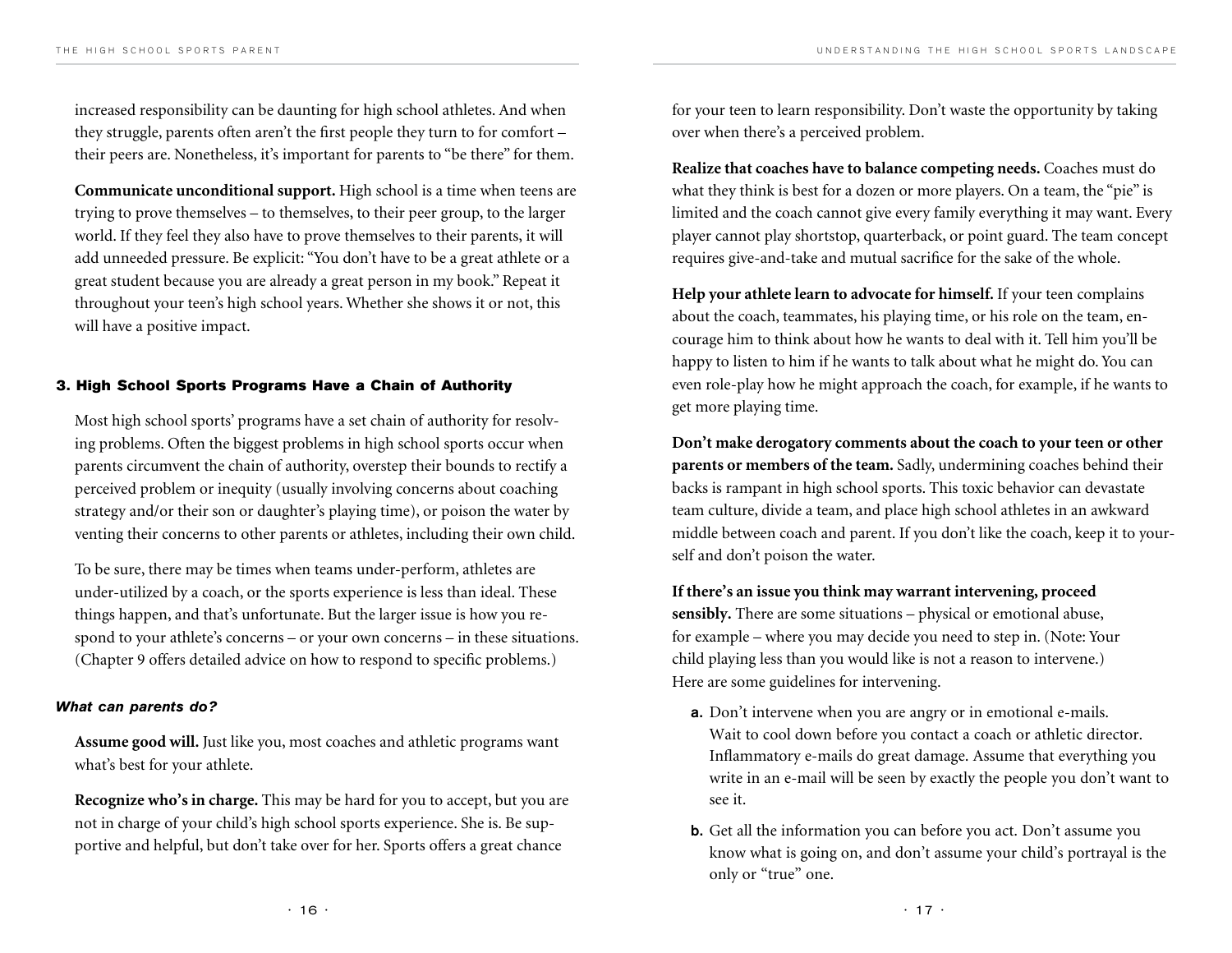increased responsibility can be daunting for high school athletes. And when they struggle, parents often aren't the first people they turn to for comfort – their peers are. Nonetheless, it's important for parents to "be there" for them.

**Communicate unconditional support.** High school is a time when teens are trying to prove themselves – to themselves, to their peer group, to the larger world. If they feel they also have to prove themselves to their parents, it will add unneeded pressure. Be explicit: "You don't have to be a great athlete or a great student because you are already a great person in my book." Repeat it throughout your teen's high school years. Whether she shows it or not, this will have a positive impact.

### 3. High School Sports Programs Have a Chain of Authority

Most high school sports' programs have a set chain of authority for resolving problems. Often the biggest problems in high school sports occur when parents circumvent the chain of authority, overstep their bounds to rectify a perceived problem or inequity (usually involving concerns about coaching strategy and/or their son or daughter's playing time), or poison the water by venting their concerns to other parents or athletes, including their own child.

To be sure, there may be times when teams under-perform, athletes are under-utilized by a coach, or the sports experience is less than ideal. These things happen, and that's unfortunate. But the larger issue is how you respond to your athlete's concerns – or your own concerns – in these situations. (Chapter 9 offers detailed advice on how to respond to specific problems.)

#### *What can parents do?*

**Assume good will.** Just like you, most coaches and athletic programs want what's best for your athlete.

**Recognize who's in charge.** This may be hard for you to accept, but you are not in charge of your child's high school sports experience. She is. Be supportive and helpful, but don't take over for her. Sports offers a great chance for your teen to learn responsibility. Don't waste the opportunity by taking over when there's a perceived problem.

**Realize that coaches have to balance competing needs.** Coaches must do what they think is best for a dozen or more players. On a team, the "pie" is limited and the coach cannot give every family everything it may want. Every player cannot play shortstop, quarterback, or point guard. The team concept requires give-and-take and mutual sacrifice for the sake of the whole.

**Help your athlete learn to advocate for himself.** If your teen complains about the coach, teammates, his playing time, or his role on the team, encourage him to think about how he wants to deal with it. Tell him you'll be happy to listen to him if he wants to talk about what he might do. You can even role-play how he might approach the coach, for example, if he wants to get more playing time.

**Don't make derogatory comments about the coach to your teen or other parents or members of the team.** Sadly, undermining coaches behind their backs is rampant in high school sports. This toxic behavior can devastate team culture, divide a team, and place high school athletes in an awkward middle between coach and parent. If you don't like the coach, keep it to yourself and don't poison the water.

**If there's an issue you think may warrant intervening, proceed sensibly.** There are some situations – physical or emotional abuse, for example – where you may decide you need to step in. (Note: Your child playing less than you would like is not a reason to intervene.) Here are some guidelines for intervening.

a. Don't intervene when you are angry or in emotional e-mails. Wait to cool down before you contact a coach or athletic director. Inflammatory e-mails do great damage. Assume that everything you write in an e-mail will be seen by exactly the people you don't want to see it.

b. Get all the information you can before you act. Don't assume you know what is going on, and don't assume your child's portrayal is the only or "true" one.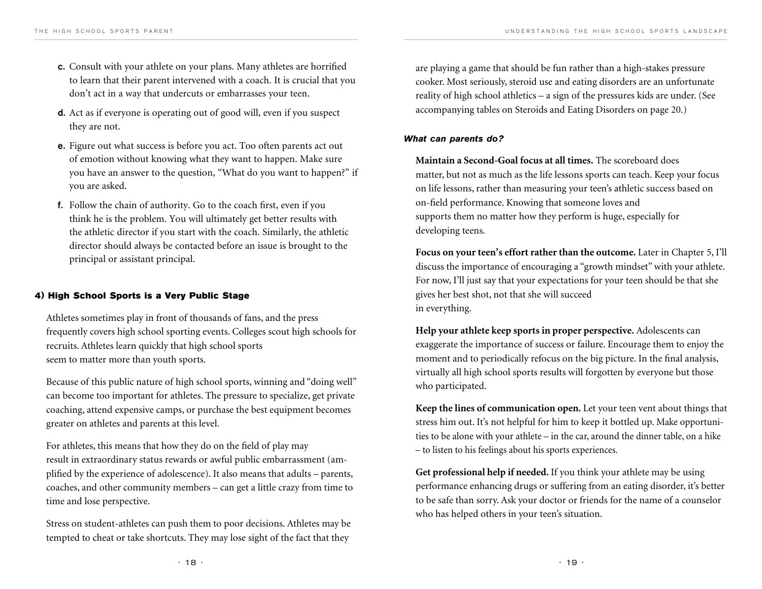c. Consult with your athlete on your plans. Many athletes are horrified to learn that their parent intervened with a coach. It is crucial that you don't act in a way that undercuts or embarrasses your teen.

d. Act as if everyone is operating out of good will, even if you suspect they are not.

e. Figure out what success is before you act. Too often parents act out of emotion without knowing what they want to happen. Make sure you have an answer to the question, "What do you want to happen?" if you are asked.

f. Follow the chain of authority. Go to the coach first, even if you think he is the problem. You will ultimately get better results with the athletic director if you start with the coach. Similarly, the athletic director should always be contacted before an issue is brought to the principal or assistant principal.

### 4) High School Sports is a Very Public Stage

Athletes sometimes play in front of thousands of fans, and the press frequently covers high school sporting events. Colleges scout high schools for recruits. Athletes learn quickly that high school sports seem to matter more than youth sports.

Because of this public nature of high school sports, winning and "doing well" can become too important for athletes. The pressure to specialize, get private coaching, attend expensive camps, or purchase the best equipment becomes greater on athletes and parents at this level.

For athletes, this means that how they do on the field of play may result in extraordinary status rewards or awful public embarrassment (amplified by the experience of adolescence). It also means that adults – parents, coaches, and other community members – can get a little crazy from time to time and lose perspective.

Stress on student-athletes can push them to poor decisions. Athletes may be tempted to cheat or take shortcuts. They may lose sight of the fact that they are playing a game that should be fun rather than a high-stakes pressure cooker. Most seriously, steroid use and eating disorders are an unfortunate reality of high school athletics – a sign of the pressures kids are under. (See accompanying tables on Steroids and Eating Disorders on page 20.)

#### *What can parents do?*

**Maintain a Second-Goal focus at all times.** The scoreboard does matter, but not as much as the life lessons sports can teach. Keep your focus on life lessons, rather than measuring your teen's athletic success based on on-field performance. Knowing that someone loves and supports them no matter how they perform is huge, especially for developing teens.

**Focus on your teen's effort rather than the outcome.** Later in Chapter 5, I'll discuss the importance of encouraging a "growth mindset" with your athlete. For now, I'll just say that your expectations for your teen should be that she gives her best shot, not that she will succeed in everything.

**Help your athlete keep sports in proper perspective.** Adolescents can exaggerate the importance of success or failure. Encourage them to enjoy the moment and to periodically refocus on the big picture. In the final analysis, virtually all high school sports results will forgotten by everyone but those who participated.

**Keep the lines of communication open.** Let your teen vent about things that stress him out. It's not helpful for him to keep it bottled up. Make opportunities to be alone with your athlete – in the car, around the dinner table, on a hike – to listen to his feelings about his sports experiences.

**Get professional help if needed.** If you think your athlete may be using performance enhancing drugs or suffering from an eating disorder, it's better to be safe than sorry. Ask your doctor or friends for the name of a counselor who has helped others in your teen's situation.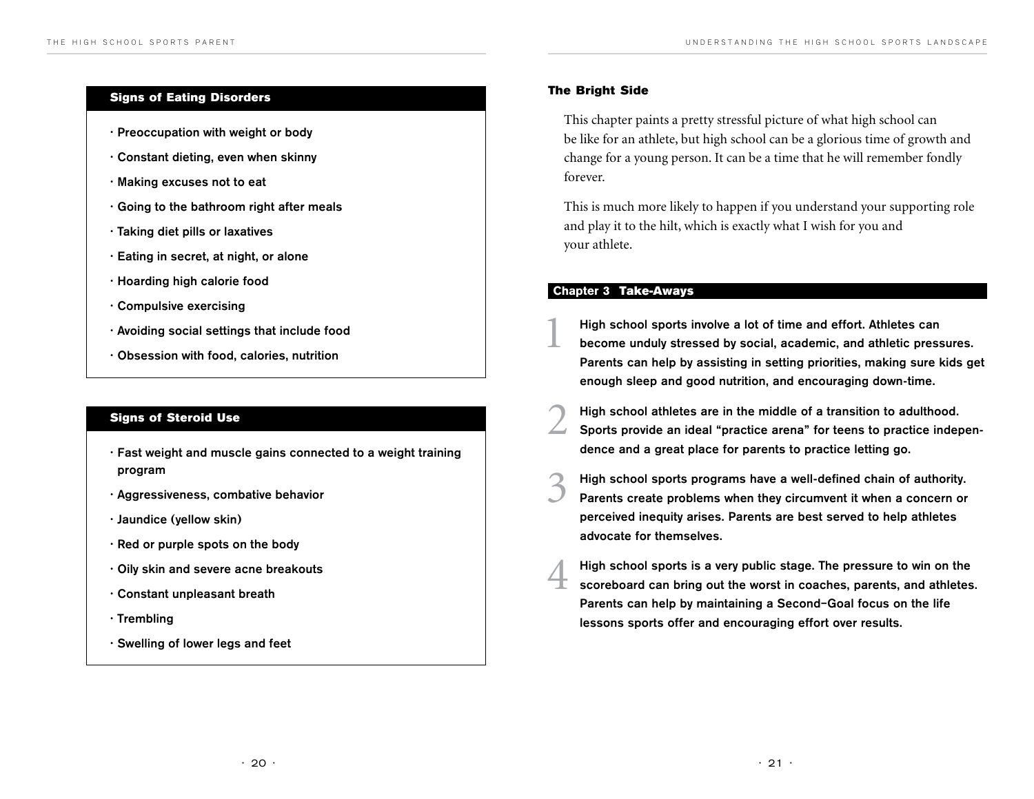### Signs of Eating Disorders

- Preoccupation with weight or body
- Constant dieting, even when skinny
- Making excuses not to eat
- Going to the bathroom right after meals
- Taking diet pills or laxatives
- Eating in secret, at night, or alone
- Hoarding high calorie food
- Compulsive exercising
- Avoiding social settings that include food
- Obsession with food, calories, nutrition

### Signs of Steroid Use

- Fast weight and muscle gains connected to a weight training program
- Aggressiveness, combative behavior
- Jaundice (yellow skin)
- Red or purple spots on the body
- Oily skin and severe acne breakouts
- Constant unpleasant breath
- Trembling
- Swelling of lower legs and feet

### The Bright Side

This chapter paints a pretty stressful picture of what high school can be like for an athlete, but high school can be a glorious time of growth and change for a young person. It can be a time that he will remember fondly forever.

This is much more likely to happen if you understand your supporting role and play it to the hilt, which is exactly what I wish for you and your athlete.

### Chapter 3 Take-Aways

1. **High school sports involve a lot of time and effort. Athletes can become unduly stressed by social, academic, and athletic pressures. Parents can help by assisting in setting priorities, making sure kids get enough sleep and good nutrition, and encouraging down-time.**

2. **High school athletes are in the middle of a transition to adulthood. Sports provide an ideal "practice arena" for teens to practice independence and a great place for parents to practice letting go.**

3. **High school sports programs have a well-defined chain of authority. Parents create problems when they circumvent it when a concern or perceived inequity arises. Parents are best served to help athletes advocate for themselves.**

4. **High school sports is a very public stage. The pressure to win on the scoreboard can bring out the worst in coaches, parents, and athletes. Parents can help by maintaining a Second-Goal focus on the life lessons sports offer and encouraging effort over results.**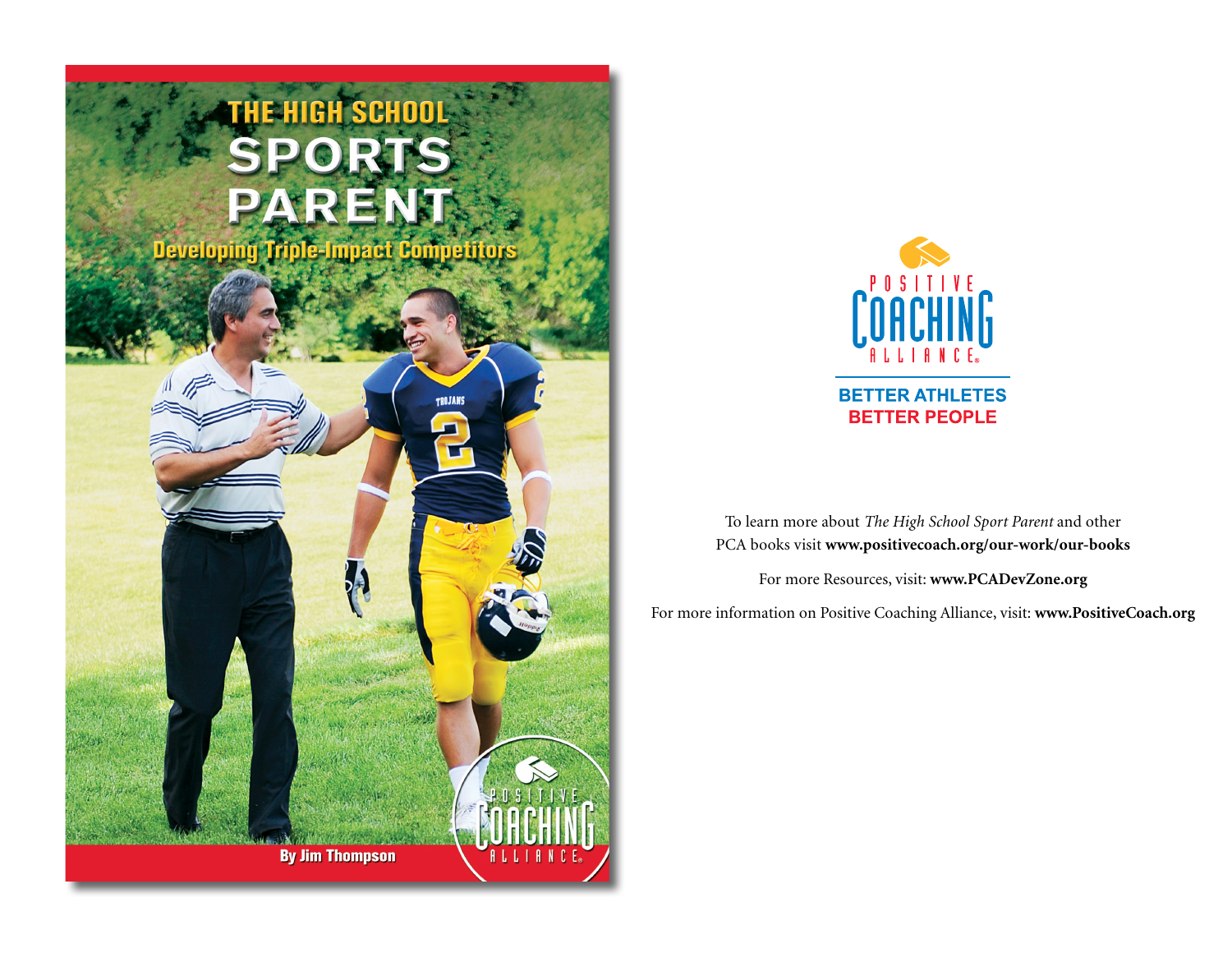# THE HIGH SCHOOL SPORTS PARENT

## Developing Triple-Impact Competitors

By Jim Thompson

POSITIVE COACHING ALLIANCE

POSITIVE COACHING ALLIANCE®

BETTER ATHLETES
BETTER PEOPLE

To learn more about *The High School Sport Parent* and other PCA books visit **www.positivecoach.org/our-work/our-books**

For more Resources, visit: **www.PCADevZone.org**

For more information on Positive Coaching Alliance, visit: **www.PositiveCoach.org**